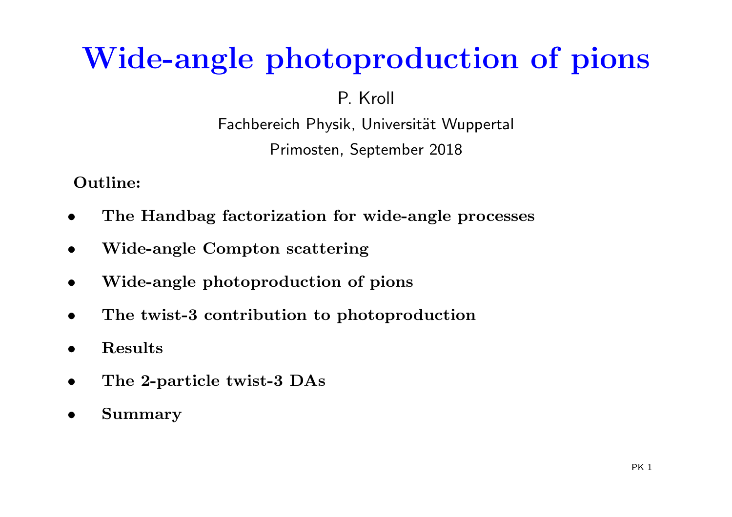# Wide-angle photoproduction of pions

P. Kroll

Fachbereich Physik, Universität Wuppertal

Primosten, September 2018

**Outline:**

- **The Handbag factorization for wide-angle processes**
- **Wide-angle Compton scattering**
- **Wide-angle photoproduction of pions**
- **The twist-3 contribution to photoproduction**
- **Results**
- **The 2-particle twist-3 DAs**
- **Summary**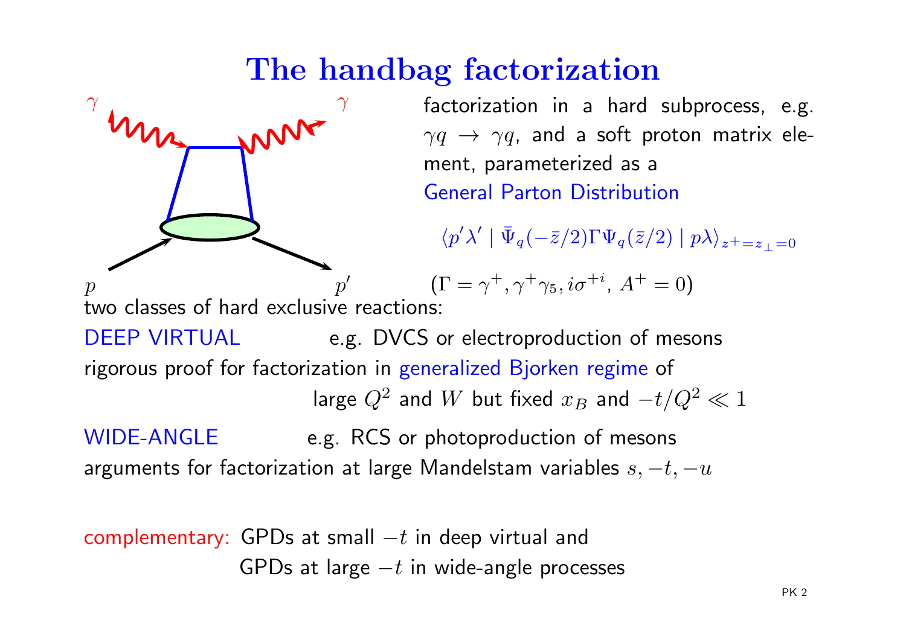# The handbag factorization

factorization in a hard subprocess, e.g. $\gamma q \to \gamma q$, and a soft proton matrix element, parameterized as a General Parton Distribution

$$\langle p'\lambda' \mid \bar{\Psi}_q(-\bar{z}/2)\Gamma\Psi_q(\bar{z}/2) \mid p\lambda\rangle_{z^+=z_\perp=0}$$

$(\Gamma = \gamma^+, \gamma^+\gamma_5, i\sigma^{+i},\ A^+ = 0)$

two classes of hard exclusive reactions:

DEEP VIRTUAL e.g. DVCS or electroproduction of mesons

rigorous proof for factorization in generalized Bjorken regime of large $Q^2$ and $W$ but fixed $x_B$ and $-t/Q^2 \ll 1$

WIDE-ANGLE e.g. RCS or photoproduction of mesons

arguments for factorization at large Mandelstam variables $s, -t, -u$

complementary: GPDs at small $-t$ in deep virtual and
GPDs at large $-t$ in wide-angle processes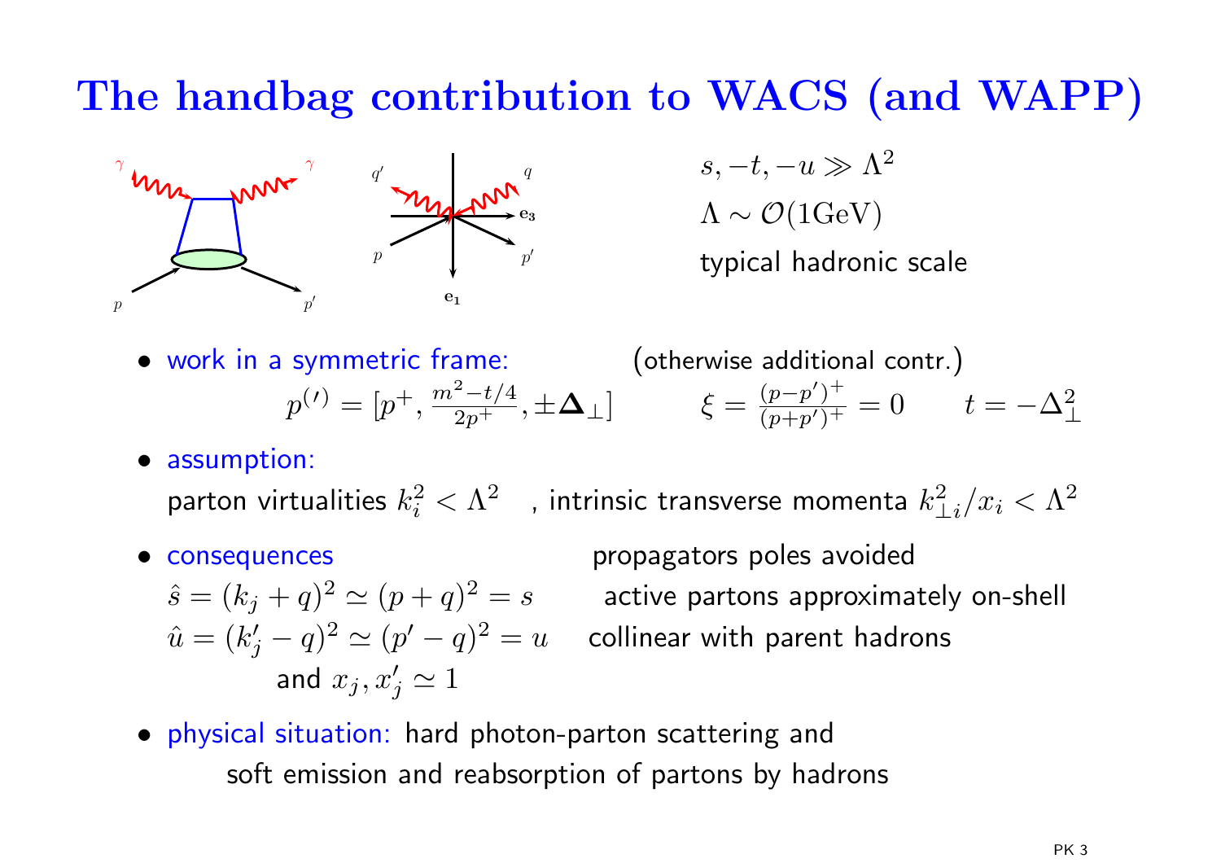# The handbag contribution to WACS (and WAPP)

$s, -t, -u \gg \Lambda^2$

$\Lambda \sim \mathcal{O}(1\text{GeV})$

typical hadronic scale

- work in a symmetric frame: (otherwise additional contr.)

$$p^{(\prime)} = [p^+, \frac{m^2 - t/4}{2p^+}, \pm\mathbf{\Delta}_\perp] \qquad \xi = \frac{(p-p')^+}{(p+p')^+} = 0 \qquad t = -\Delta_\perp^2$$

- assumption:

  parton virtualities $k_i^2 < \Lambda^2$ , intrinsic transverse momenta $k_{\perp i}^2/x_i < \Lambda^2$

- consequences

  propagators poles avoided

  $\hat{s} = (k_j + q)^2 \simeq (p+q)^2 = s$ active partons approximately on-shell

  $\hat{u} = (k_j' - q)^2 \simeq (p' - q)^2 = u$ collinear with parent hadrons

  and $x_j, x_j' \simeq 1$

- physical situation: hard photon-parton scattering and soft emission and reabsorption of partons by hadrons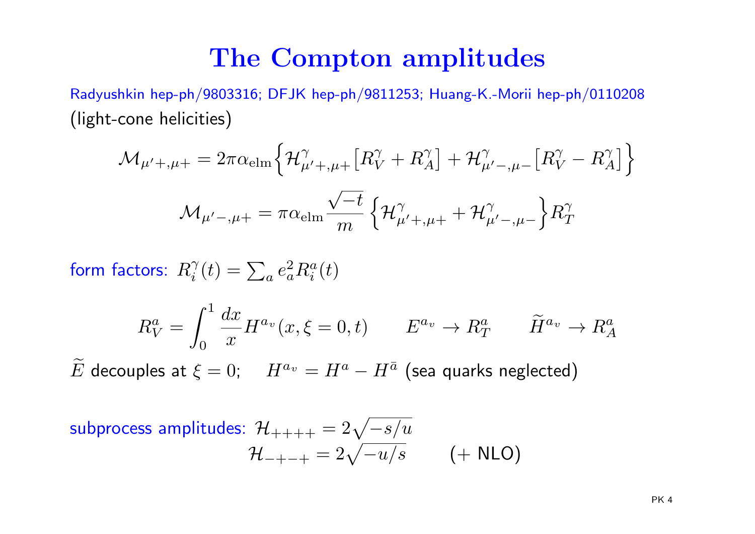# The Compton amplitudes

Radyushkin hep-ph/9803316; DFJK hep-ph/9811253; Huang-K.-Morii hep-ph/0110208
(light-cone helicities)

$$\mathcal{M}_{\mu'+,\mu+} = 2\pi\alpha_{\rm elm}\Big\{\mathcal{H}^{\gamma}_{\mu'+,\mu+}\big[R^{\gamma}_{V} + R^{\gamma}_{A}\big] + \mathcal{H}^{\gamma}_{\mu'-,\mu-}\big[R^{\gamma}_{V} - R^{\gamma}_{A}\big]\Big\}$$

$$\mathcal{M}_{\mu'-,\mu+} = \pi\alpha_{\rm elm}\frac{\sqrt{-t}}{m}\Big\{\mathcal{H}^{\gamma}_{\mu'+,\mu+} + \mathcal{H}^{\gamma}_{\mu'-,\mu-}\Big\}R^{\gamma}_{T}$$

form factors: $R^{\gamma}_{i}(t) = \sum_a e_a^2 R^a_i(t)$

$$R^a_V = \int_0^1 \frac{dx}{x} H^{a_v}(x,\xi=0,t) \qquad E^{a_v} \to R^a_T \qquad \widetilde{H}^{a_v} \to R^a_A$$

$\widetilde{E}$ decouples at $\xi = 0$; $\quad H^{a_v} = H^a - H^{\bar{a}}$ (sea quarks neglected)

subprocess amplitudes: $\mathcal{H}_{++++} = 2\sqrt{-s/u}$

$\mathcal{H}_{-+-+} = 2\sqrt{-u/s}$ $\qquad$ (+ NLO)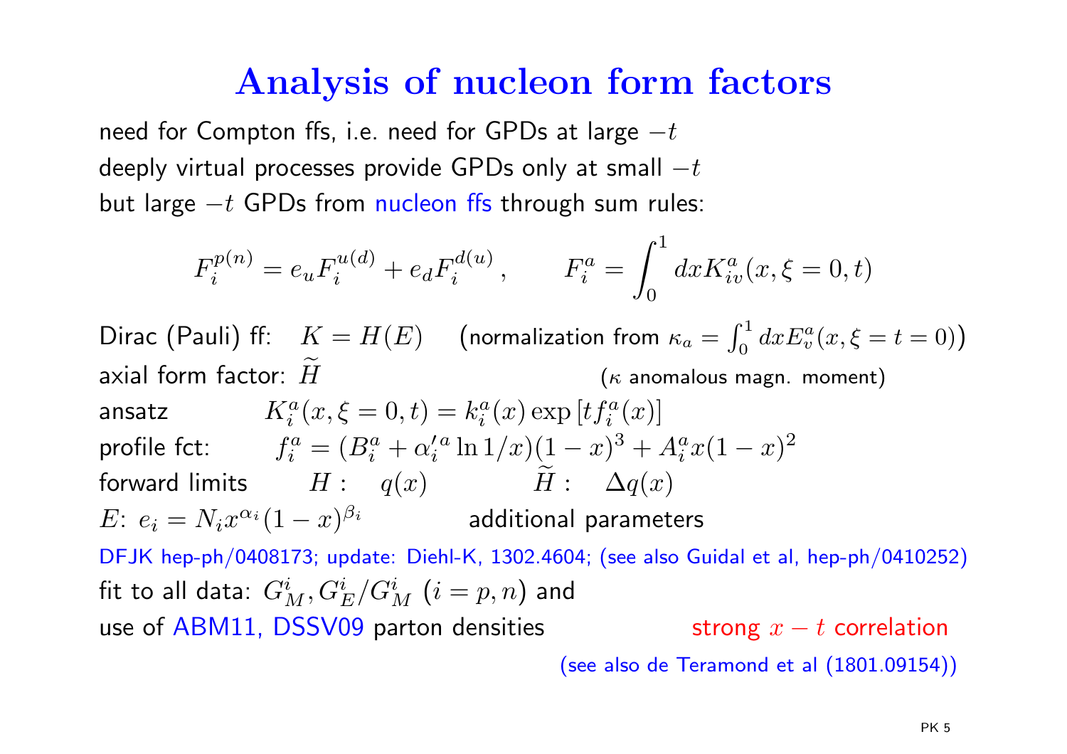# Analysis of nucleon form factors

need for Compton ffs, i.e. need for GPDs at large $-t$
deeply virtual processes provide GPDs only at small $-t$
but large $-t$ GPDs from nucleon ffs through sum rules:

$$F_i^{p(n)} = e_u F_i^{u(d)} + e_d F_i^{d(u)}\,, \qquad F_i^a = \int_0^1 dx K_{iv}^a(x, \xi = 0, t)$$

Dirac (Pauli) ff: $\quad K = H(E) \quad$ (normalization from $\kappa_a = \int_0^1 dx E_v^a(x, \xi = t = 0)$)
axial form factor: $\widetilde{H}$ ($\kappa$ anomalous magn. moment)
ansatz $\quad K_i^a(x, \xi = 0, t) = k_i^a(x) \exp\left[t f_i^a(x)\right]$
profile fct: $\quad f_i^a = (B_i^a + \alpha_i'^a \ln 1/x)(1-x)^3 + A_i^a x(1-x)^2$
forward limits $\quad H: \quad q(x) \qquad \widetilde{H}: \quad \Delta q(x)$
$E$: $e_i = N_i x^{\alpha_i}(1-x)^{\beta_i}$ additional parameters

DFJK hep-ph/0408173; update: Diehl-K, 1302.4604; (see also Guidal et al, hep-ph/0410252)

fit to all data: $G_M^i, G_E^i/G_M^i$ $(i = p, n)$ and
use of ABM11, DSSV09 parton densities strong $x - t$ correlation

(see also de Teramond et al (1801.09154))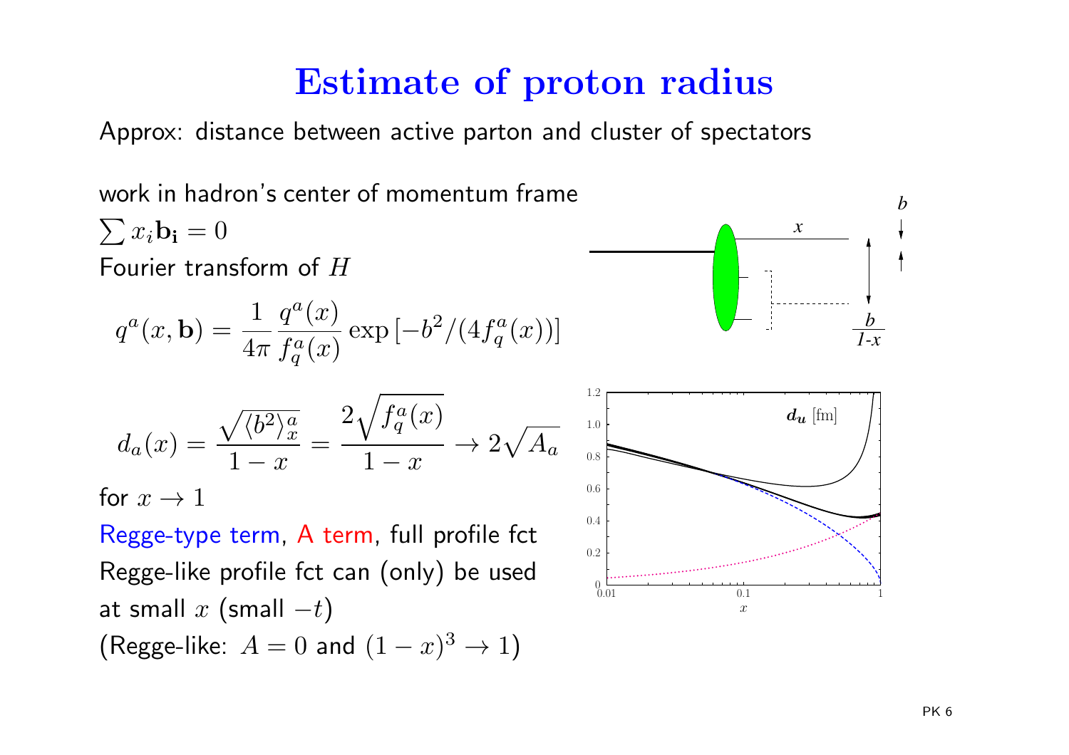# Estimate of proton radius

Approx: distance between active parton and cluster of spectators

work in hadron's center of momentum frame

$\sum x_i \mathbf{b_i} = 0$

Fourier transform of $H$

$$q^a(x, \mathbf{b}) = \frac{1}{4\pi} \frac{q^a(x)}{f_q^a(x)} \exp\left[-b^2/(4f_q^a(x))\right]$$

$$d_a(x) = \frac{\sqrt{\langle b^2 \rangle_x^a}}{1-x} = \frac{2\sqrt{f_q^a(x)}}{1-x} \to 2\sqrt{A_a}$$

for $x \to 1$

Regge-type term, A term, full profile fct

Regge-like profile fct can (only) be used at small $x$ (small $-t$)

(Regge-like: $A = 0$ and $(1-x)^3 \to 1$)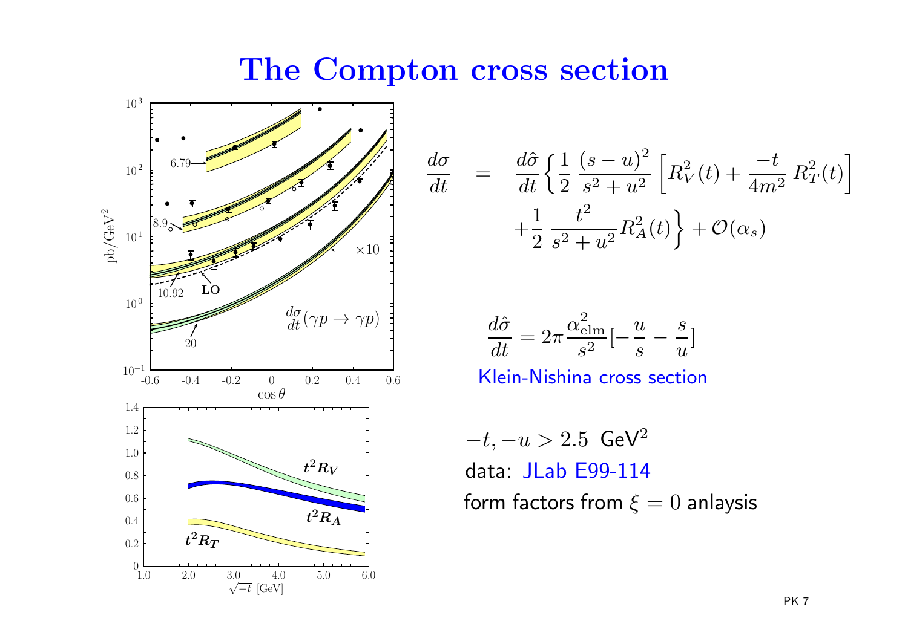# The Compton cross section

$$\frac{d\sigma}{dt} = \frac{d\hat{\sigma}}{dt}\Big\{\frac{1}{2}\,\frac{(s-u)^2}{s^2+u^2}\,\Big[R_V^2(t) + \frac{-t}{4m^2}\,R_T^2(t)\Big] + \frac{1}{2}\,\frac{t^2}{s^2+u^2}R_A^2(t)\Big\} + \mathcal{O}(\alpha_s)$$

$$\frac{d\hat{\sigma}}{dt} = 2\pi\frac{\alpha_{\rm elm}^2}{s^2}[-\frac{u}{s} - \frac{s}{u}]$$

Klein-Nishina cross section

$-t, -u > 2.5$ GeV$^2$

data: JLab E99-114

form factors from $\xi = 0$ anlaysis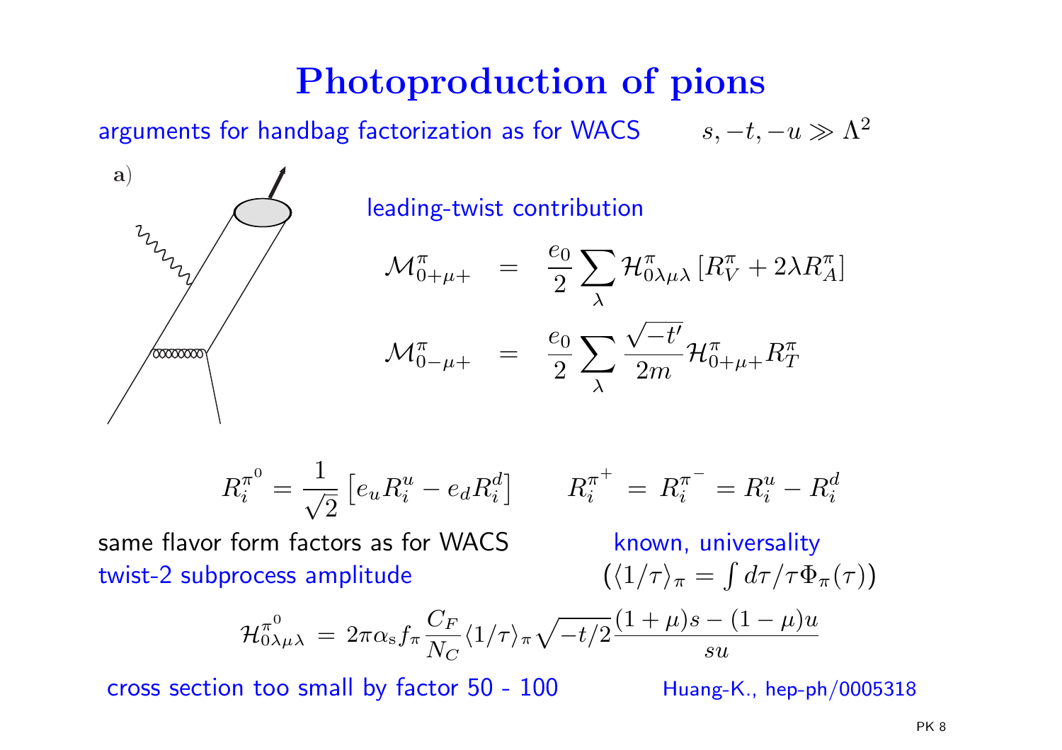# Photoproduction of pions

arguments for handbag factorization as for WACS $\qquad s, -t, -u \gg \Lambda^2$

a)

leading-twist contribution

$$\mathcal{M}^{\pi}_{0+\mu+} = \frac{e_0}{2} \sum_{\lambda} \mathcal{H}^{\pi}_{0\lambda\mu\lambda} \left[R^{\pi}_V + 2\lambda R^{\pi}_A\right]$$

$$\mathcal{M}^{\pi}_{0-\mu+} = \frac{e_0}{2} \sum_{\lambda} \frac{\sqrt{-t'}}{2m} \mathcal{H}^{\pi}_{0+\mu+} R^{\pi}_T$$

$$R^{\pi^0}_i = \frac{1}{\sqrt{2}}\left[e_u R^u_i - e_d R^d_i\right] \qquad R^{\pi^+}_i = R^{\pi^-}_i = R^u_i - R^d_i$$

same flavor form factors as for WACS $\qquad$ known, universality

twist-2 subprocess amplitude $\qquad (\langle 1/\tau\rangle_\pi = \int d\tau/\tau \Phi_\pi(\tau))$

$$\mathcal{H}^{\pi^0}_{0\lambda\mu\lambda} = 2\pi\alpha_s f_\pi \frac{C_F}{N_C} \langle 1/\tau\rangle_\pi \sqrt{-t/2}\,\frac{(1+\mu)s - (1-\mu)u}{su}$$

cross section too small by factor 50 - 100 $\qquad$ Huang-K., hep-ph/0005318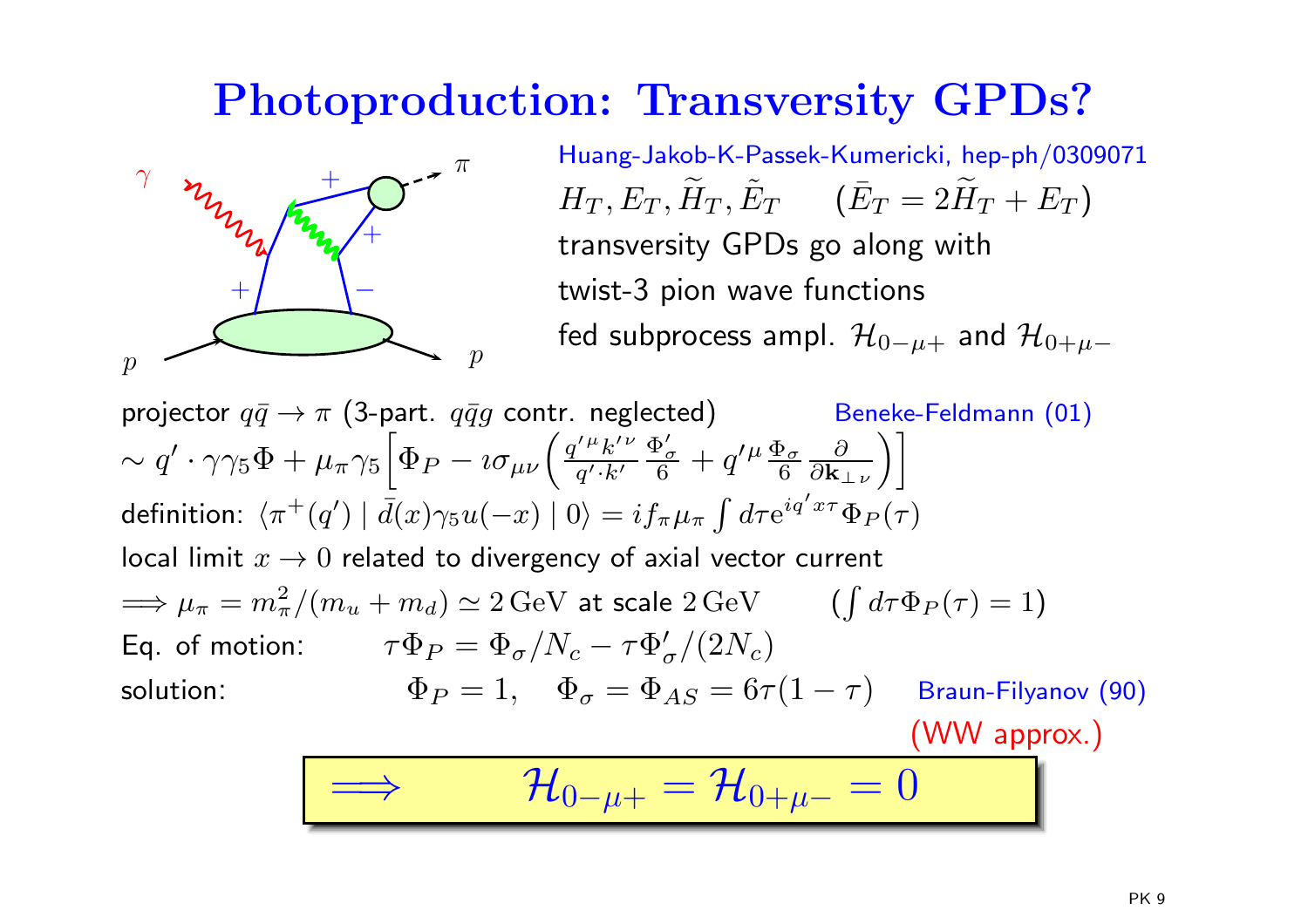# Photoproduction: Transversity GPDs?

Huang-Jakob-K-Passek-Kumericki, hep-ph/0309071

$H_T, E_T, \widetilde{H}_T, \tilde{E}_T \qquad (\bar{E}_T = 2\widetilde{H}_T + E_T)$

transversity GPDs go along with twist-3 pion wave functions fed subprocess ampl. $\mathcal{H}_{0-\mu+}$ and $\mathcal{H}_{0+\mu-}$

projector $q\bar{q} \to \pi$ (3-part. $q\bar{q}g$ contr. neglected) Beneke-Feldmann (01)

$$\sim q' \cdot \gamma\gamma_5 \Phi + \mu_\pi \gamma_5 \Big[\Phi_P - \imath\sigma_{\mu\nu}\Big(\frac{q'^\mu k'^\nu}{q' \cdot k'}\frac{\Phi'_\sigma}{6} + q'^\mu \frac{\Phi_\sigma}{6}\frac{\partial}{\partial \mathbf{k}_{\perp\,\nu}}\Big)\Big]$$

definition: $\langle \pi^+(q') \mid \bar{d}(x)\gamma_5 u(-x) \mid 0\rangle = i f_\pi \mu_\pi \int d\tau \mathrm{e}^{iq'x\tau}\Phi_P(\tau)$

local limit $x \to 0$ related to divergency of axial vector current

$\Longrightarrow \mu_\pi = m_\pi^2/(m_u + m_d) \simeq 2\,\mathrm{GeV}$ at scale $2\,\mathrm{GeV} \qquad (\int d\tau \Phi_P(\tau) = 1)$

Eq. of motion: $\tau\Phi_P = \Phi_\sigma/N_c - \tau\Phi'_\sigma/(2N_c)$

solution: $\Phi_P = 1, \quad \Phi_\sigma = \Phi_{AS} = 6\tau(1-\tau)$ Braun-Filyanov (90)

(WW approx.)

$$\Longrightarrow \qquad \mathcal{H}_{0-\mu+} = \mathcal{H}_{0+\mu-} = 0$$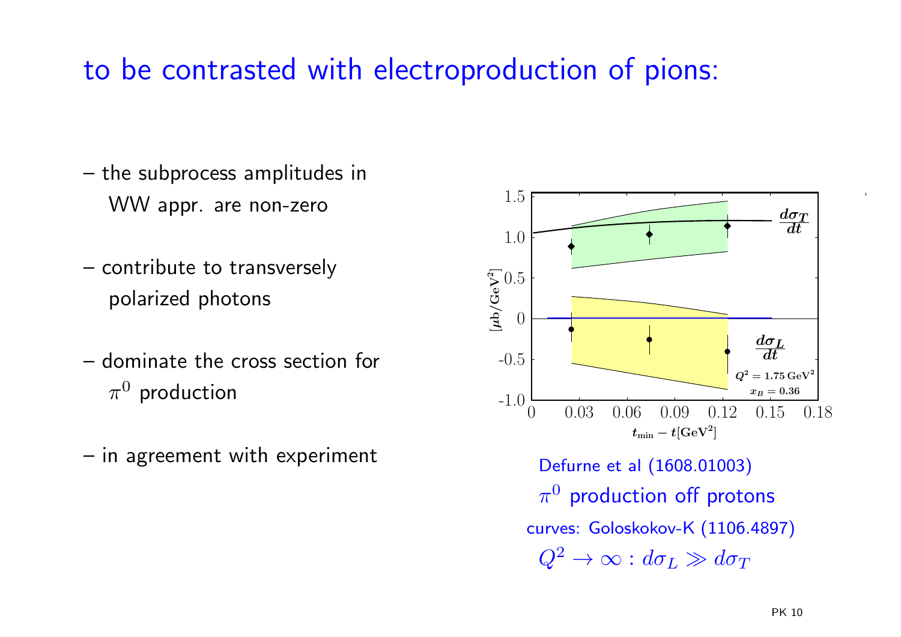# to be contrasted with electroproduction of pions:

- the subprocess amplitudes in WW appr. are non-zero
- contribute to transversely polarized photons
- dominate the cross section for $\pi^0$ production
- in agreement with experiment

Defurne et al (1608.01003)

$\pi^0$ production off protons

curves: Goloskokov-K (1106.4897)

$Q^2 \to \infty : d\sigma_L \gg d\sigma_T$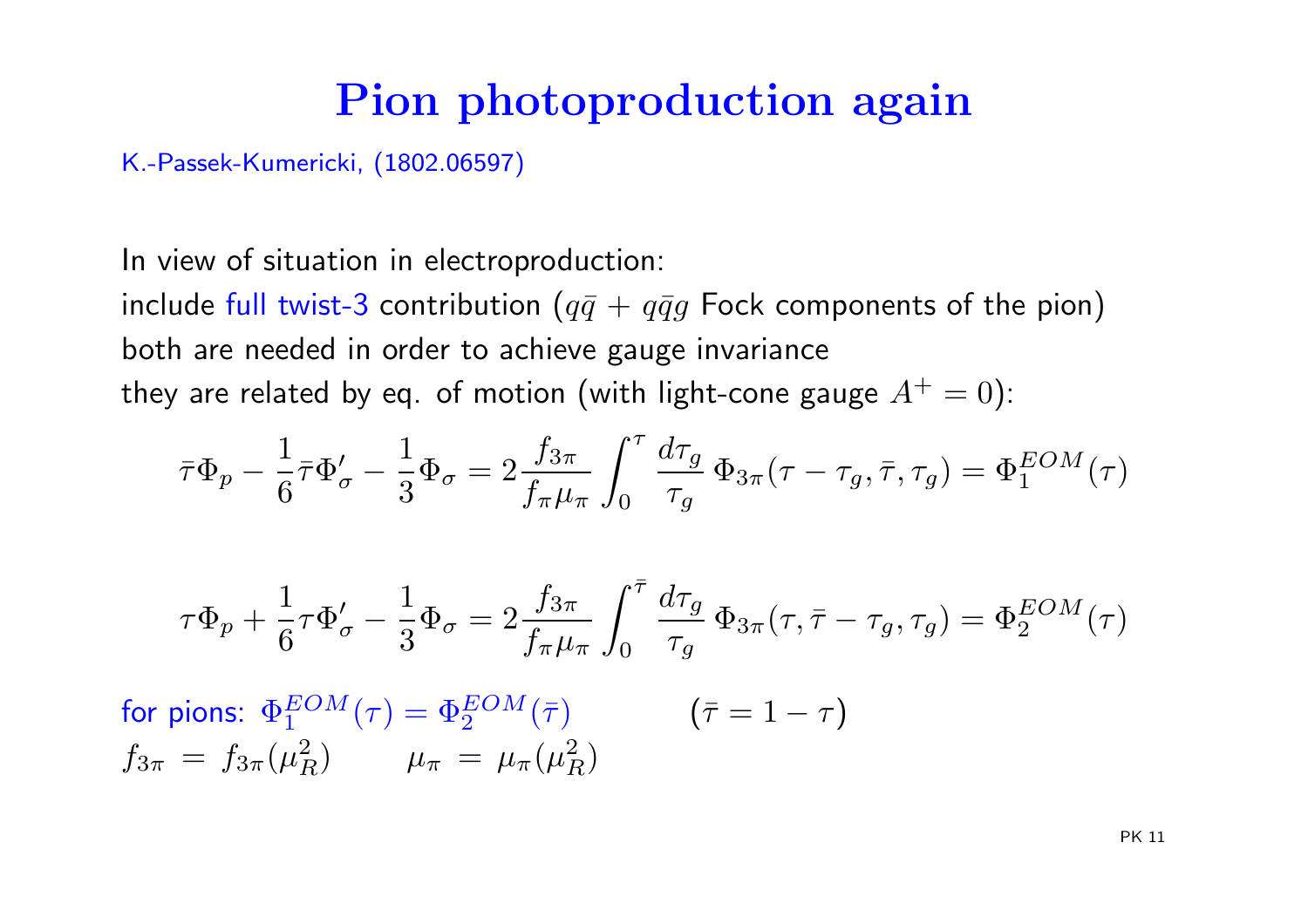# Pion photoproduction again

K.-Passek-Kumericki, (1802.06597)

In view of situation in electroproduction:
include full twist-3 contribution ($q\bar{q}$ + $q\bar{q}g$ Fock components of the pion)
both are needed in order to achieve gauge invariance
they are related by eq. of motion (with light-cone gauge $A^+ = 0$):

$$\bar{\tau}\Phi_p - \frac{1}{6}\bar{\tau}\Phi_\sigma' - \frac{1}{3}\Phi_\sigma = 2\frac{f_{3\pi}}{f_\pi \mu_\pi}\int_0^\tau \frac{d\tau_g}{\tau_g}\,\Phi_{3\pi}(\tau-\tau_g,\bar{\tau},\tau_g) = \Phi_1^{EOM}(\tau)$$

$$\tau\Phi_p + \frac{1}{6}\tau\Phi_\sigma' - \frac{1}{3}\Phi_\sigma = 2\frac{f_{3\pi}}{f_\pi \mu_\pi}\int_0^{\bar{\tau}} \frac{d\tau_g}{\tau_g}\,\Phi_{3\pi}(\tau,\bar{\tau}-\tau_g,\tau_g) = \Phi_2^{EOM}(\tau)$$

for pions: $\Phi_1^{EOM}(\tau) = \Phi_2^{EOM}(\bar{\tau})$ $\qquad$ $(\bar{\tau} = 1-\tau)$

$f_{3\pi} \,=\, f_{3\pi}(\mu_R^2) \qquad \mu_\pi \,=\, \mu_\pi(\mu_R^2)$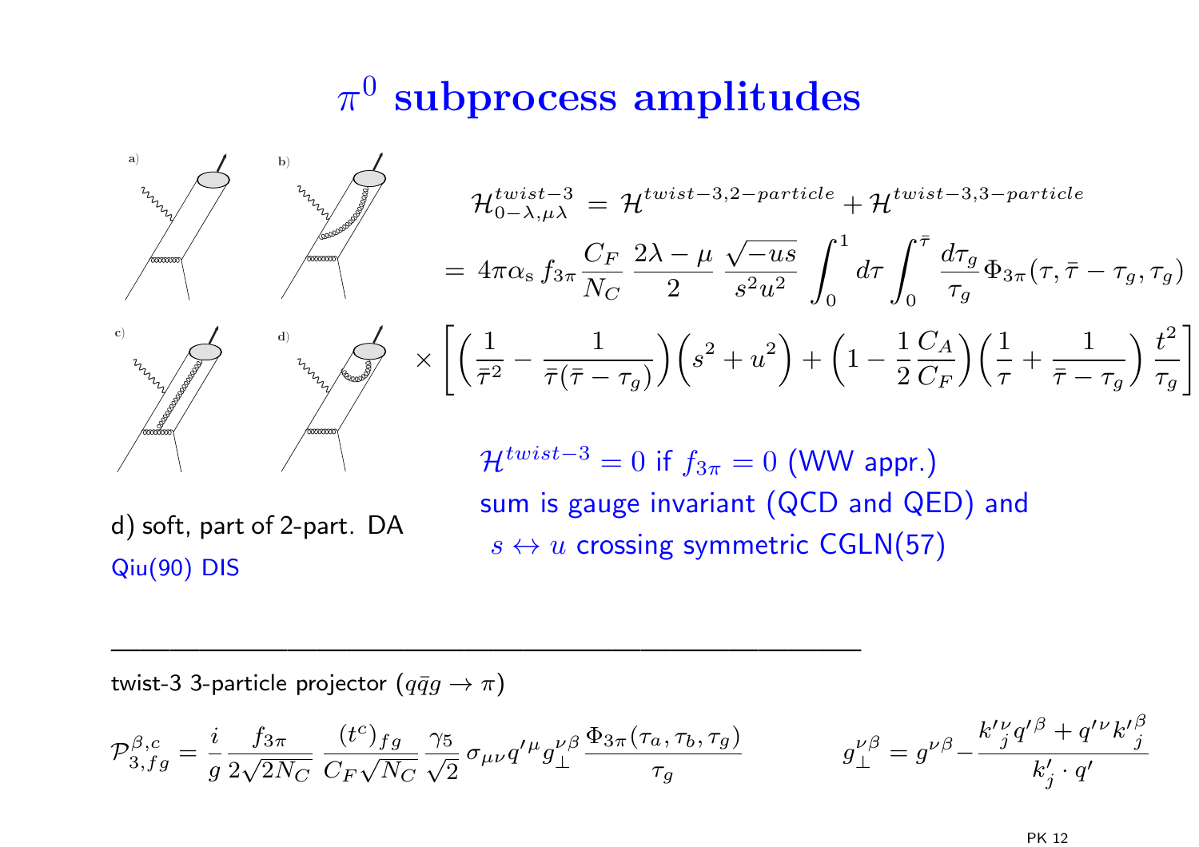# $\pi^0$ subprocess amplitudes

a) b) c) d)

$$\mathcal{H}^{twist-3}_{0-\lambda,\mu\lambda} = \mathcal{H}^{twist-3,2-particle} + \mathcal{H}^{twist-3,3-particle}$$

$$= 4\pi\alpha_s f_{3\pi} \frac{C_F}{N_C} \frac{2\lambda - \mu}{2} \frac{\sqrt{-us}}{s^2 u^2} \int_0^1 d\tau \int_0^{\bar{\tau}} \frac{d\tau_g}{\tau_g} \Phi_{3\pi}(\tau, \bar{\tau} - \tau_g, \tau_g)$$

$$\times \left[ \left( \frac{1}{\bar{\tau}^2} - \frac{1}{\bar{\tau}(\bar{\tau} - \tau_g)} \right) \left( s^2 + u^2 \right) + \left( 1 - \frac{1}{2}\frac{C_A}{C_F} \right) \left( \frac{1}{\tau} + \frac{1}{\bar{\tau} - \tau_g} \right) \frac{t^2}{\tau_g} \right]$$

$\mathcal{H}^{twist-3} = 0$ if $f_{3\pi} = 0$ (WW appr.)
sum is gauge invariant (QCD and QED) and
$s \leftrightarrow u$ crossing symmetric CGLN(57)

d) soft, part of 2-part. DA
Qiu(90) DIS

---

twist-3 3-particle projector ($q\bar{q}g \to \pi$)

$$\mathcal{P}^{\beta,c}_{3,fg} = \frac{i}{g} \frac{f_{3\pi}}{2\sqrt{2N_C}} \frac{(t^c)_{fg}}{C_F\sqrt{N_C}} \frac{\gamma_5}{\sqrt{2}} \sigma_{\mu\nu} q'^{\mu} g^{\nu\beta}_{\perp} \frac{\Phi_{3\pi}(\tau_a, \tau_b, \tau_g)}{\tau_g} \qquad g^{\nu\beta}_{\perp} = g^{\nu\beta} - \frac{k'^{\nu}_j q'^{\beta} + q'^{\nu} k'^{\beta}_j}{k'_j \cdot q'}$$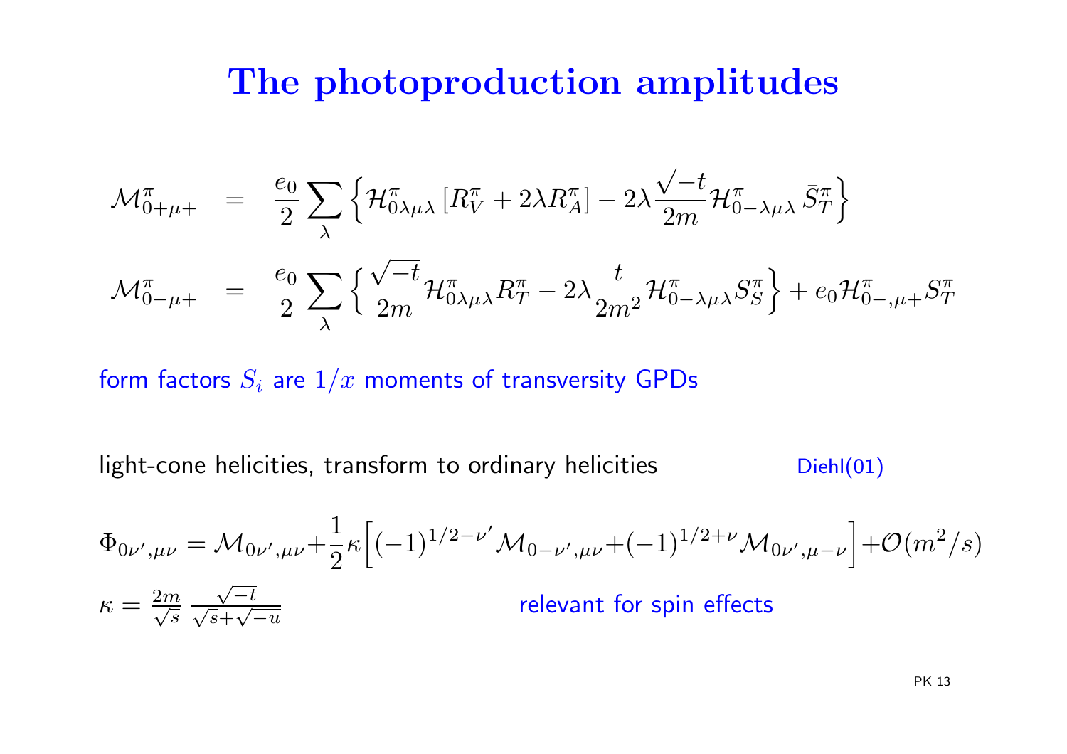# The photoproduction amplitudes

$$\mathcal{M}^{\pi}_{0+\mu+} \;=\; \frac{e_0}{2}\sum_{\lambda}\Big\{\mathcal{H}^{\pi}_{0\lambda\mu\lambda}\,[R^{\pi}_V + 2\lambda R^{\pi}_A] - 2\lambda\frac{\sqrt{-t}}{2m}\mathcal{H}^{\pi}_{0-\lambda\mu\lambda}\,\bar{S}^{\pi}_T\Big\}$$

$$\mathcal{M}^{\pi}_{0-\mu+} \;=\; \frac{e_0}{2}\sum_{\lambda}\Big\{\frac{\sqrt{-t}}{2m}\mathcal{H}^{\pi}_{0\lambda\mu\lambda}R^{\pi}_T - 2\lambda\frac{t}{2m^2}\mathcal{H}^{\pi}_{0-\lambda\mu\lambda}S^{\pi}_S\Big\} + e_0\mathcal{H}^{\pi}_{0-,\mu+}S^{\pi}_T$$

form factors $S_i$ are $1/x$ moments of transversity GPDs

light-cone helicities, transform to ordinary helicities — Diehl(01)

$$\Phi_{0\nu',\mu\nu} = \mathcal{M}_{0\nu',\mu\nu} + \frac{1}{2}\kappa\Big[(-1)^{1/2-\nu'}\mathcal{M}_{0-\nu',\mu\nu} + (-1)^{1/2+\nu}\mathcal{M}_{0\nu',\mu-\nu}\Big] + \mathcal{O}(m^2/s)$$

$\kappa = \frac{2m}{\sqrt{s}}\,\frac{\sqrt{-t}}{\sqrt{s}+\sqrt{-u}}$ — relevant for spin effects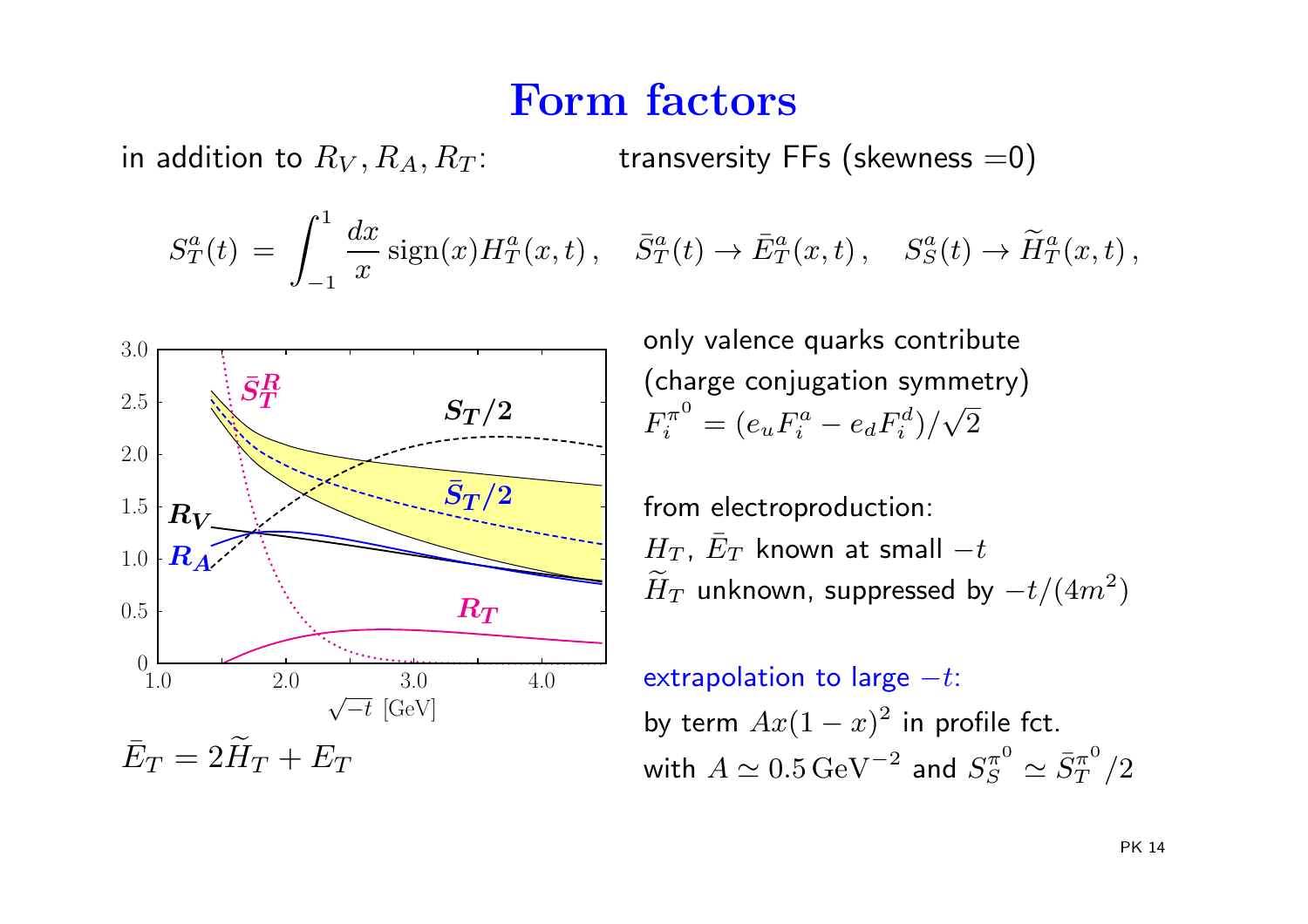# Form factors

in addition to $R_V, R_A, R_T$: transversity FFs (skewness =0)

$$S_T^a(t) = \int_{-1}^{1} \frac{dx}{x} \operatorname{sign}(x) H_T^a(x,t)\,, \quad \bar{S}_T^a(t) \to \bar{E}_T^a(x,t)\,, \quad S_S^a(t) \to \widetilde{H}_T^a(x,t)\,,$$

only valence quarks contribute
(charge conjugation symmetry)
$F_i^{\pi^0} = (e_u F_i^a - e_d F_i^d)/\sqrt{2}$

from electroproduction:
$H_T$, $\bar{E}_T$ known at small $-t$
$\widetilde{H}_T$ unknown, suppressed by $-t/(4m^2)$

extrapolation to large $-t$:
by term $Ax(1-x)^2$ in profile fct.
with $A \simeq 0.5\,\mathrm{GeV}^{-2}$ and $S_S^{\pi^0} \simeq \bar{S}_T^{\pi^0}/2$

$\bar{E}_T = 2\widetilde{H}_T + E_T$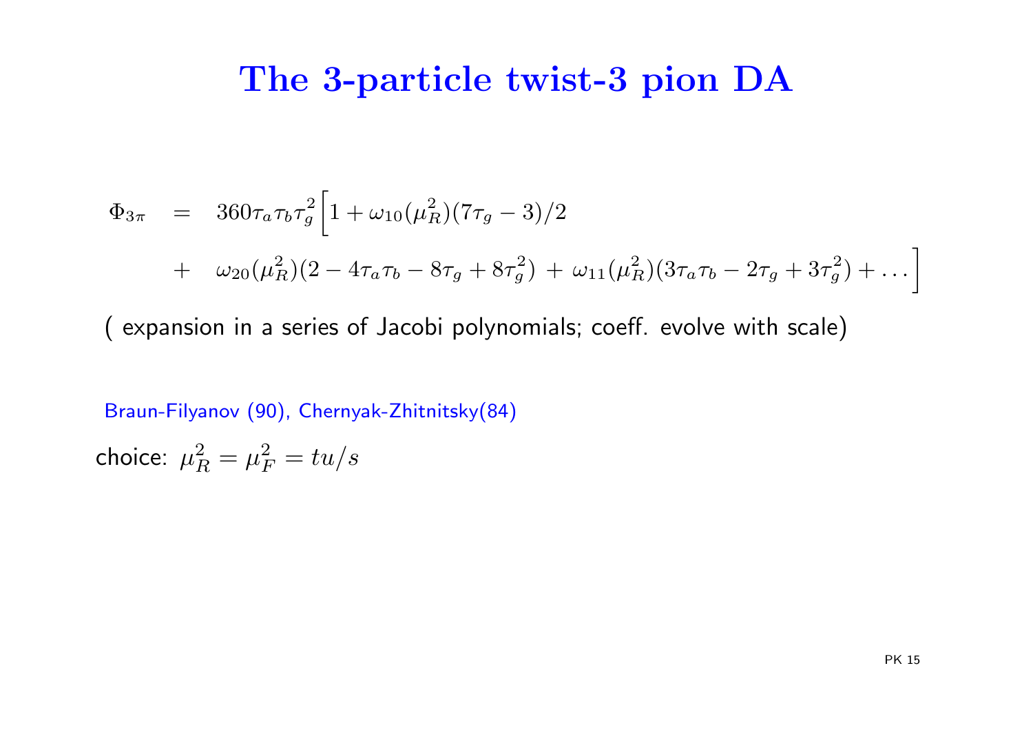# The 3-particle twist-3 pion DA

$$
\begin{aligned}
\Phi_{3\pi} \quad &= \quad 360\tau_a\tau_b\tau_g^2\Big[1 + \omega_{10}(\mu_R^2)(7\tau_g - 3)/2 \\
&+ \quad \omega_{20}(\mu_R^2)(2 - 4\tau_a\tau_b - 8\tau_g + 8\tau_g^2) \, + \, \omega_{11}(\mu_R^2)(3\tau_a\tau_b - 2\tau_g + 3\tau_g^2) + \ldots\Big]
\end{aligned}
$$

( expansion in a series of Jacobi polynomials; coeff. evolve with scale)

Braun-Filyanov (90), Chernyak-Zhitnitsky(84)

choice: $\mu_R^2 = \mu_F^2 = tu/s$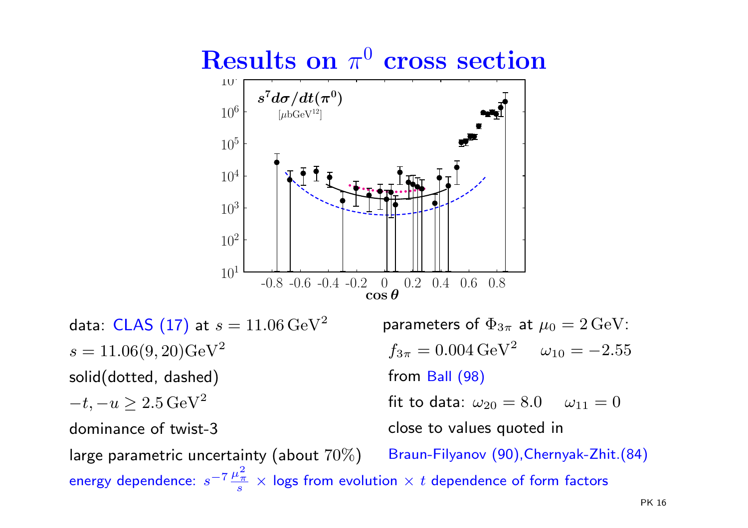# Results on $\pi^0$ cross section

data: CLAS (17) at $s = 11.06\,\mathrm{GeV}^2$

$s = 11.06(9, 20)\mathrm{GeV}^2$

solid(dotted, dashed)

$-t, -u \geq 2.5\,\mathrm{GeV}^2$

dominance of twist-3

large parametric uncertainty (about $70\%$)

parameters of $\Phi_{3\pi}$ at $\mu_0 = 2\,\mathrm{GeV}$:

$f_{3\pi} = 0.004\,\mathrm{GeV}^2$ $\quad \omega_{10} = -2.55$

from Ball (98)

fit to data: $\omega_{20} = 8.0$ $\quad \omega_{11} = 0$

close to values quoted in

Braun-Filyanov (90),Chernyak-Zhit.(84)

energy dependence: $s^{-7}\frac{\mu_\pi^2}{s}$ $\times$ logs from evolution $\times$ $t$ dependence of form factors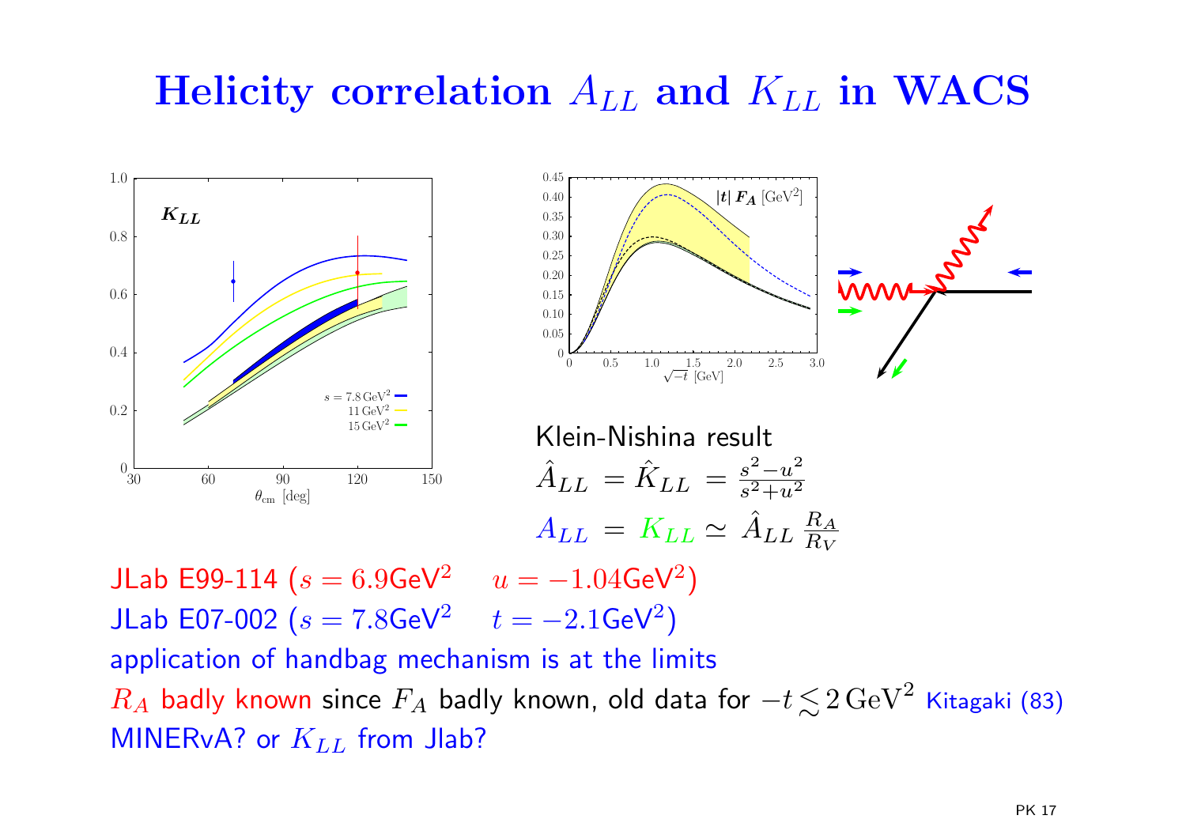# Helicity correlation $A_{LL}$ and $K_{LL}$ in WACS

Klein-Nishina result

$$\hat{A}_{LL} = \hat{K}_{LL} = \frac{s^2 - u^2}{s^2 + u^2}$$

$$A_{LL} = K_{LL} \simeq \hat{A}_{LL} \frac{R_A}{R_V}$$

JLab E99-114 ($s = 6.9\text{GeV}^2 \quad u = -1.04\text{GeV}^2$)

JLab E07-002 ($s = 7.8\text{GeV}^2 \quad t = -2.1\text{GeV}^2$)

application of handbag mechanism is at the limits

$R_A$ badly known since $F_A$ badly known, old data for $-t \lesssim 2\,\text{GeV}^2$ Kitagaki (83)

MINERvA? or $K_{LL}$ from Jlab?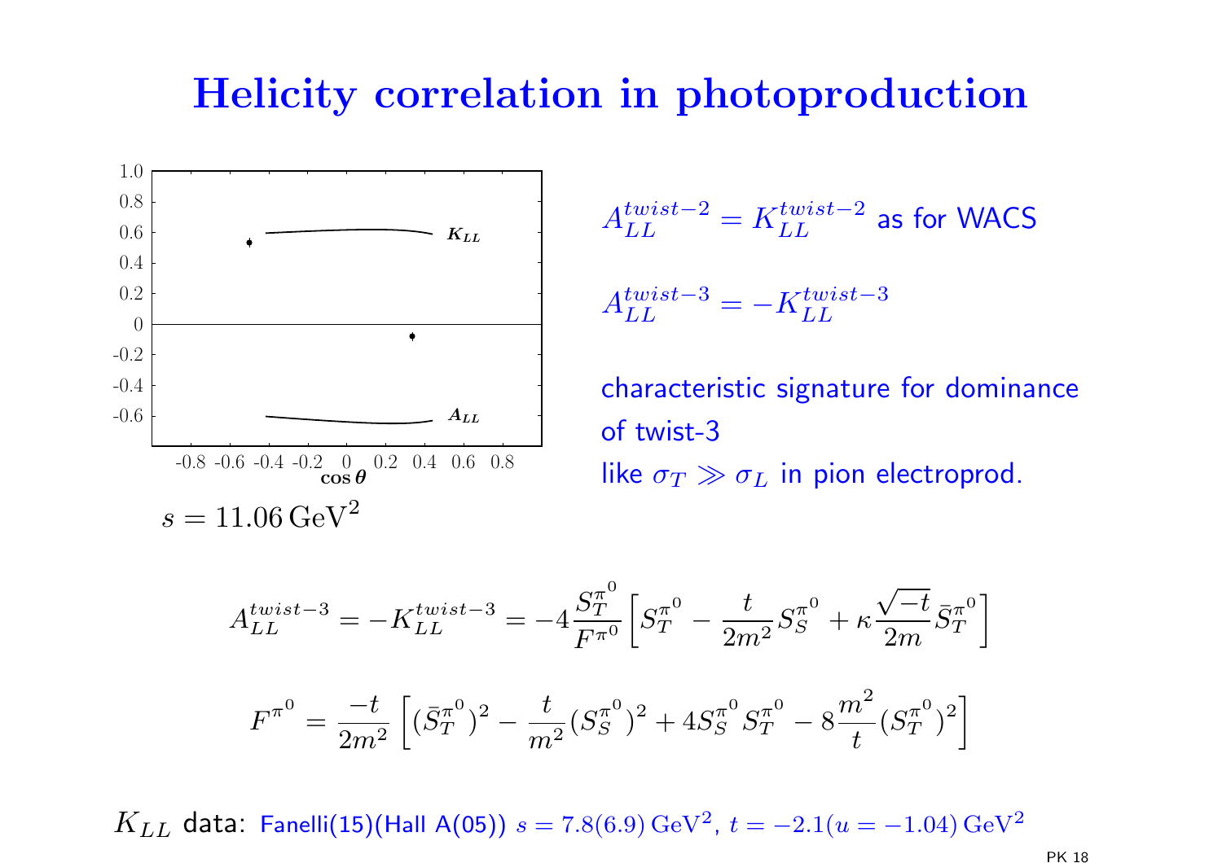# Helicity correlation in photoproduction

$s = 11.06\,\mathrm{GeV}^2$

$A_{LL}^{twist-2} = K_{LL}^{twist-2}$ as for WACS

$A_{LL}^{twist-3} = -K_{LL}^{twist-3}$

characteristic signature for dominance of twist-3

like $\sigma_T \gg \sigma_L$ in pion electroprod.

$$A_{LL}^{twist-3} = -K_{LL}^{twist-3} = -4\frac{S_T^{\pi^0}}{F^{\pi^0}}\left[S_T^{\pi^0} - \frac{t}{2m^2}S_S^{\pi^0} + \kappa\frac{\sqrt{-t}}{2m}\bar{S}_T^{\pi^0}\right]$$

$$F^{\pi^0} = \frac{-t}{2m^2}\left[(\bar{S}_T^{\pi^0})^2 - \frac{t}{m^2}(S_S^{\pi^0})^2 + 4S_S^{\pi^0}S_T^{\pi^0} - 8\frac{m^2}{t}(S_T^{\pi^0})^2\right]$$

$K_{LL}$ data: Fanelli(15)(Hall A(05)) $s = 7.8(6.9)\,\mathrm{GeV}^2$, $t = -2.1(u = -1.04)\,\mathrm{GeV}^2$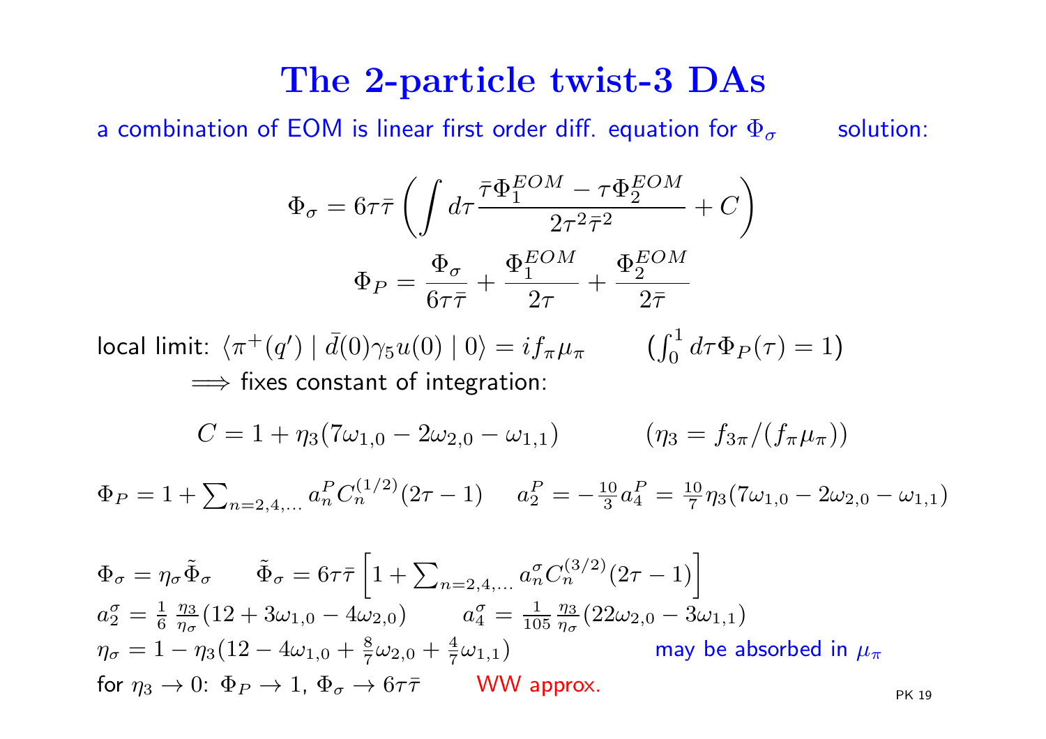# The 2-particle twist-3 DAs

a combination of EOM is linear first order diff. equation for $\Phi_\sigma$ solution:

$$\Phi_\sigma = 6\tau\bar{\tau}\left(\int d\tau \frac{\bar{\tau}\Phi_1^{EOM} - \tau\Phi_2^{EOM}}{2\tau^2\bar{\tau}^2} + C\right)$$

$$\Phi_P = \frac{\Phi_\sigma}{6\tau\bar{\tau}} + \frac{\Phi_1^{EOM}}{2\tau} + \frac{\Phi_2^{EOM}}{2\bar{\tau}}$$

local limit: $\langle \pi^+(q') \mid \bar{d}(0)\gamma_5 u(0) \mid 0\rangle = i f_\pi \mu_\pi$ $\qquad \left(\int_0^1 d\tau \Phi_P(\tau) = 1\right)$

$\Longrightarrow$ fixes constant of integration:

$$C = 1 + \eta_3(7\omega_{1,0} - 2\omega_{2,0} - \omega_{1,1}) \qquad (\eta_3 = f_{3\pi}/(f_\pi \mu_\pi))$$

$\Phi_P = 1 + \sum_{n=2,4,\ldots} a_n^P C_n^{(1/2)}(2\tau - 1) \qquad a_2^P = -\frac{10}{3}a_4^P = \frac{10}{7}\eta_3(7\omega_{1,0} - 2\omega_{2,0} - \omega_{1,1})$

$\Phi_\sigma = \eta_\sigma \tilde{\Phi}_\sigma \qquad \tilde{\Phi}_\sigma = 6\tau\bar{\tau}\left[1 + \sum_{n=2,4,\ldots} a_n^\sigma C_n^{(3/2)}(2\tau - 1)\right]$

$a_2^\sigma = \frac{1}{6}\frac{\eta_3}{\eta_\sigma}(12 + 3\omega_{1,0} - 4\omega_{2,0}) \qquad a_4^\sigma = \frac{1}{105}\frac{\eta_3}{\eta_\sigma}(22\omega_{2,0} - 3\omega_{1,1})$

$\eta_\sigma = 1 - \eta_3(12 - 4\omega_{1,0} + \frac{8}{7}\omega_{2,0} + \frac{4}{7}\omega_{1,1})$ $\qquad$ may be absorbed in $\mu_\pi$

for $\eta_3 \to 0$: $\Phi_P \to 1$, $\Phi_\sigma \to 6\tau\bar{\tau}$ $\qquad$ WW approx.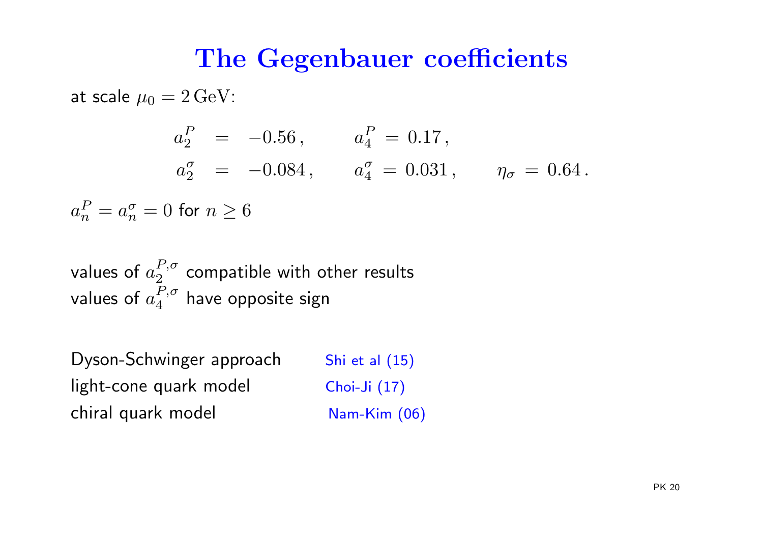# The Gegenbauer coefficients

at scale $\mu_0 = 2\,\mathrm{GeV}$:

$$
\begin{aligned}
a_2^P &= -0.56\,, \qquad a_4^P = 0.17\,, \\
a_2^\sigma &= -0.084\,, \qquad a_4^\sigma = 0.031\,, \qquad \eta_\sigma = 0.64\,.
\end{aligned}
$$

$a_n^P = a_n^\sigma = 0$ for $n \geq 6$

values of $a_2^{P,\sigma}$ compatible with other results
values of $a_4^{P,\sigma}$ have opposite sign

Dyson-Schwinger approach Shi et al (15)
light-cone quark model Choi-Ji (17)
chiral quark model Nam-Kim (06)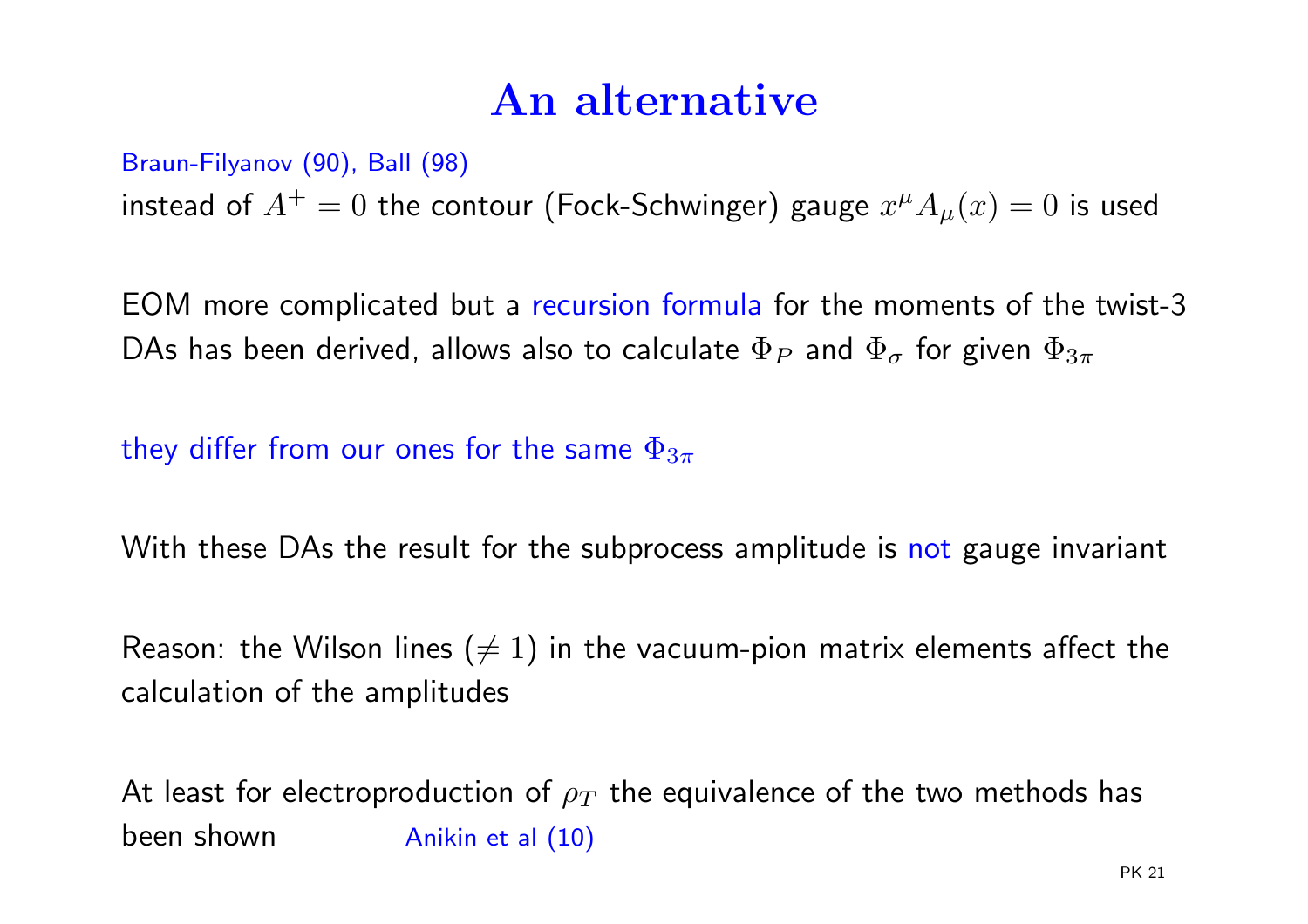# An alternative

Braun-Filyanov (90), Ball (98)

instead of $A^+ = 0$ the contour (Fock-Schwinger) gauge $x^\mu A_\mu(x) = 0$ is used

EOM more complicated but a recursion formula for the moments of the twist-3 DAs has been derived, allows also to calculate $\Phi_P$ and $\Phi_\sigma$ for given $\Phi_{3\pi}$

they differ from our ones for the same $\Phi_{3\pi}$

With these DAs the result for the subprocess amplitude is not gauge invariant

Reason: the Wilson lines ($\neq 1$) in the vacuum-pion matrix elements affect the calculation of the amplitudes

At least for electroproduction of $\rho_T$ the equivalence of the two methods has been shown Anikin et al (10)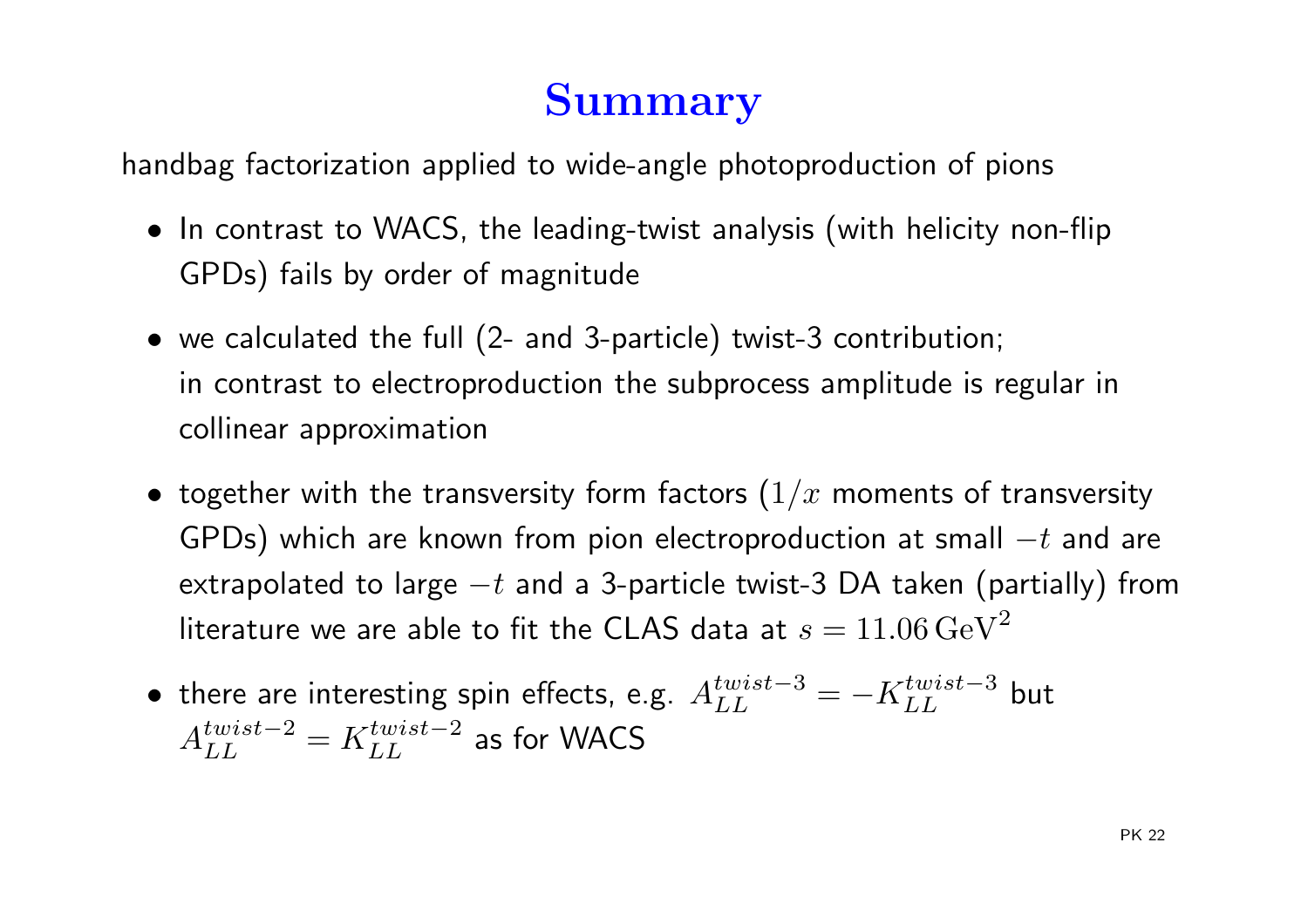# Summary

handbag factorization applied to wide-angle photoproduction of pions

- In contrast to WACS, the leading-twist analysis (with helicity non-flip GPDs) fails by order of magnitude
- we calculated the full (2- and 3-particle) twist-3 contribution; in contrast to electroproduction the subprocess amplitude is regular in collinear approximation
- together with the transversity form factors ($1/x$ moments of transversity GPDs) which are known from pion electroproduction at small $-t$ and are extrapolated to large $-t$ and a 3-particle twist-3 DA taken (partially) from literature we are able to fit the CLAS data at $s = 11.06\,\mathrm{GeV}^2$
- there are interesting spin effects, e.g. $A_{LL}^{twist-3} = -K_{LL}^{twist-3}$ but $A_{LL}^{twist-2} = K_{LL}^{twist-2}$ as for WACS